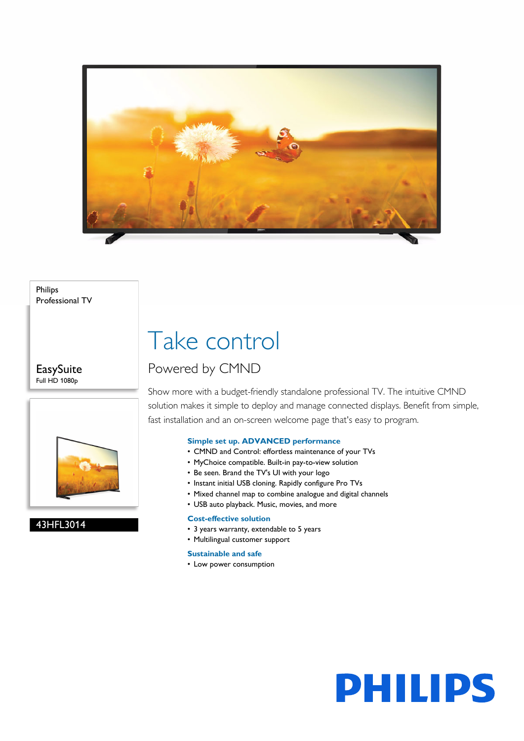Philips
Professional TV

EasySuite
Full HD 1080p

43HFL3014

# Take control

## Powered by CMND

Show more with a budget-friendly standalone professional TV. The intuitive CMND solution makes it simple to deploy and manage connected displays. Benefit from simple, fast installation and an on-screen welcome page that's easy to program.

### Simple set up. ADVANCED performance

- CMND and Control: effortless maintenance of your TVs
- MyChoice compatible. Built-in pay-to-view solution
- Be seen. Brand the TV's UI with your logo
- Instant initial USB cloning. Rapidly configure Pro TVs
- Mixed channel map to combine analogue and digital channels
- USB auto playback. Music, movies, and more

### Cost-effective solution

- 3 years warranty, extendable to 5 years
- Multilingual customer support

### Sustainable and safe

- Low power consumption

PHILIPS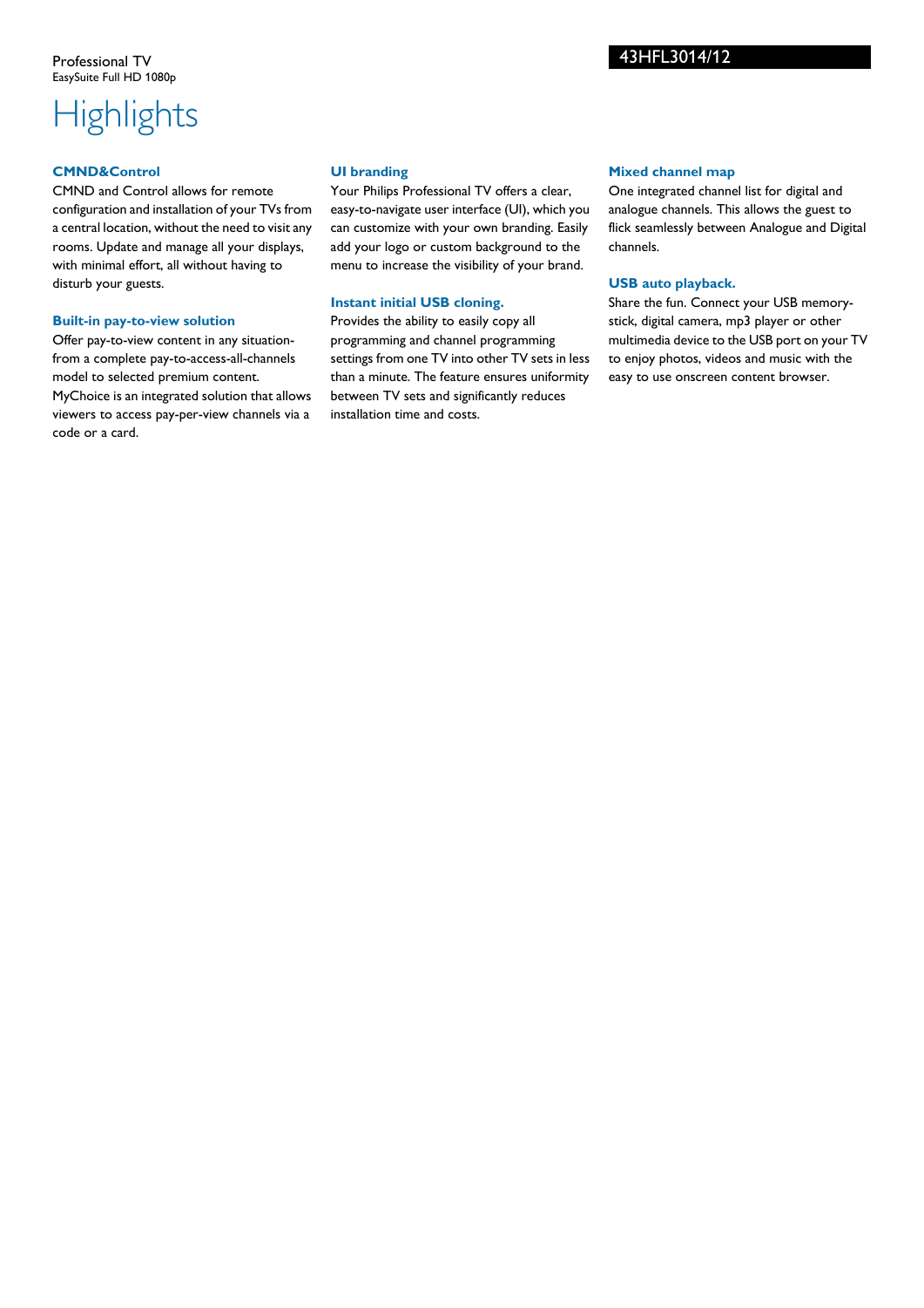Professional TV
EasySuite Full HD 1080p

43HFL3014/12

# Highlights

### CMND&Control

CMND and Control allows for remote configuration and installation of your TVs from a central location, without the need to visit any rooms. Update and manage all your displays, with minimal effort, all without having to disturb your guests.

### Built-in pay-to-view solution

Offer pay-to-view content in any situation- from a complete pay-to-access-all-channels model to selected premium content. MyChoice is an integrated solution that allows viewers to access pay-per-view channels via a code or a card.

### UI branding

Your Philips Professional TV offers a clear, easy-to-navigate user interface (UI), which you can customize with your own branding. Easily add your logo or custom background to the menu to increase the visibility of your brand.

### Instant initial USB cloning.

Provides the ability to easily copy all programming and channel programming settings from one TV into other TV sets in less than a minute. The feature ensures uniformity between TV sets and significantly reduces installation time and costs.

### Mixed channel map

One integrated channel list for digital and analogue channels. This allows the guest to flick seamlessly between Analogue and Digital channels.

### USB auto playback.

Share the fun. Connect your USB memory-stick, digital camera, mp3 player or other multimedia device to the USB port on your TV to enjoy photos, videos and music with the easy to use onscreen content browser.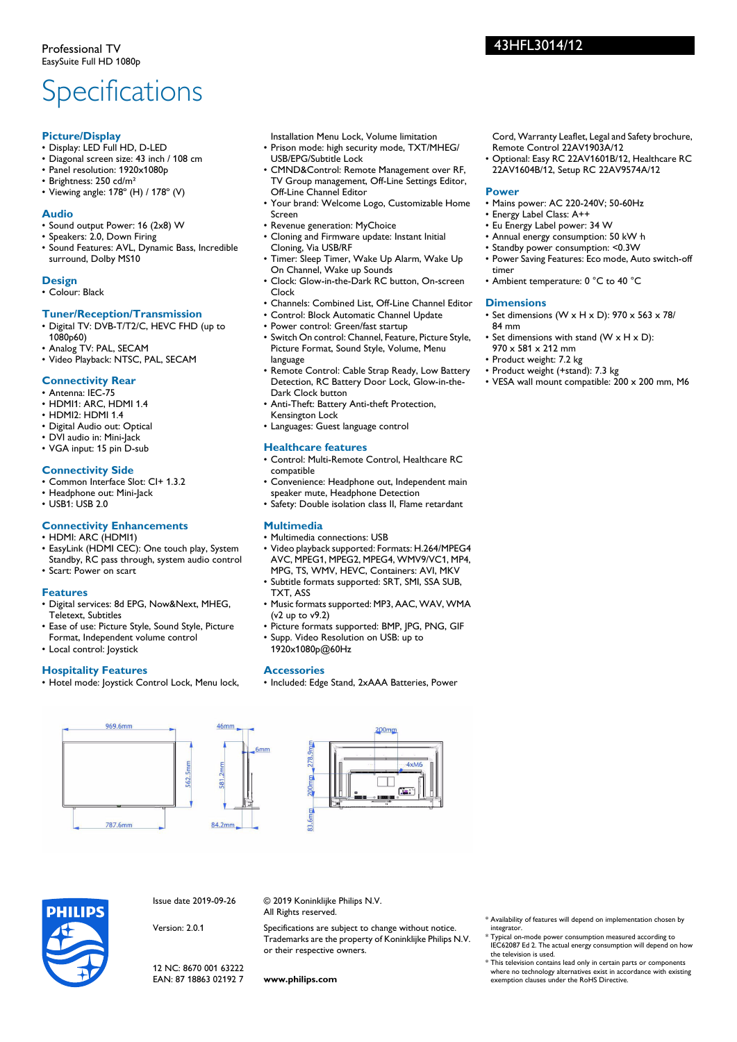Professional TV
EasySuite Full HD 1080p

43HFL3014/12

# Specifications

## Picture/Display

- Display: LED Full HD, D-LED
- Diagonal screen size: 43 inch / 108 cm
- Panel resolution: 1920x1080p
- Brightness: 250 cd/m²
- Viewing angle: 178º (H) / 178º (V)

## Audio

- Sound output Power: 16 (2x8) W
- Speakers: 2.0, Down Firing
- Sound Features: AVL, Dynamic Bass, Incredible surround, Dolby MS10

## Design

- Colour: Black

## Tuner/Reception/Transmission

- Digital TV: DVB-T/T2/C, HEVC FHD (up to 1080p60)
- Analog TV: PAL, SECAM
- Video Playback: NTSC, PAL, SECAM

## Connectivity Rear

- Antenna: IEC-75
- HDMI1: ARC, HDMI 1.4
- HDMI2: HDMI 1.4
- Digital Audio out: Optical
- DVI audio in: Mini-Jack
- VGA input: 15 pin D-sub

## Connectivity Side

- Common Interface Slot: CI+ 1.3.2
- Headphone out: Mini-Jack
- USB1: USB 2.0

## Connectivity Enhancements

- HDMI: ARC (HDMI1)
- EasyLink (HDMI CEC): One touch play, System Standby, RC pass through, system audio control
- Scart: Power on scart

## Features

- Digital services: 8d EPG, Now&Next, MHEG, Teletext, Subtitles
- Ease of use: Picture Style, Sound Style, Picture Format, Independent volume control
- Local control: Joystick

## Hospitality Features

- Hotel mode: Joystick Control Lock, Menu lock, Installation Menu Lock, Volume limitation
- Prison mode: high security mode, TXT/MHEG/USB/EPG/Subtitle Lock
- CMND&Control: Remote Management over RF, TV Group management, Off-Line Settings Editor, Off-Line Channel Editor
- Your brand: Welcome Logo, Customizable Home Screen
- Revenue generation: MyChoice
- Cloning and Firmware update: Instant Initial Cloning, Via USB/RF
- Timer: Sleep Timer, Wake Up Alarm, Wake Up On Channel, Wake up Sounds
- Clock: Glow-in-the-Dark RC button, On-screen Clock
- Channels: Combined List, Off-Line Channel Editor
- Control: Block Automatic Channel Update
- Power control: Green/fast startup
- Switch On control: Channel, Feature, Picture Style, Picture Format, Sound Style, Volume, Menu language
- Remote Control: Cable Strap Ready, Low Battery Detection, RC Battery Door Lock, Glow-in-the-Dark Clock button
- Anti-Theft: Battery Anti-theft Protection, Kensington Lock
- Languages: Guest language control

## Healthcare features

- Control: Multi-Remote Control, Healthcare RC compatible
- Convenience: Headphone out, Independent main speaker mute, Headphone Detection
- Safety: Double isolation class II, Flame retardant

## Multimedia

- Multimedia connections: USB
- Video playback supported: Formats: H.264/MPEG4 AVC, MPEG1, MPEG2, MPEG4, WMV9/VC1, MP4, MPG, TS, WMV, HEVC, Containers: AVI, MKV
- Subtitle formats supported: SRT, SMI, SSA SUB, TXT, ASS
- Music formats supported: MP3, AAC, WAV, WMA (v2 up to v9.2)
- Picture formats supported: BMP, JPG, PNG, GIF
- Supp. Video Resolution on USB: up to 1920x1080p@60Hz

## Accessories

- Included: Edge Stand, 2xAAA Batteries, Power Cord, Warranty Leaflet, Legal and Safety brochure, Remote Control 22AV1903A/12
- Optional: Easy RC 22AV1601B/12, Healthcare RC 22AV1604B/12, Setup RC 22AV9574A/12

## Power

- Mains power: AC 220-240V; 50-60Hz
- Energy Label Class: A++
- Eu Energy Label power: 34 W
- Annual energy consumption: 50 kW h
- Standby power consumption: <0.3W
- Power Saving Features: Eco mode, Auto switch-off timer
- Ambient temperature: 0 °C to 40 °C

## Dimensions

- Set dimensions (W x H x D): 970 x 563 x 78/84 mm
- Set dimensions with stand (W x H x D): 970 x 581 x 212 mm
- Product weight: 7.2 kg
- Product weight (+stand): 7.3 kg
- VESA wall mount compatible: 200 x 200 mm, M6

969.6mm
562.5mm
787.6mm
46mm
6mm
581.2mm
84.2mm
200mm
278.9mm
200mm
4xM6
83.6mm

Issue date 2019-09-26

Version: 2.0.1

12 NC: 8670 001 63222
EAN: 87 18863 02192 7

© 2019 Koninklijke Philips N.V.
All Rights reserved.

Specifications are subject to change without notice. Trademarks are the property of Koninklijke Philips N.V. or their respective owners.

**www.philips.com**

\* Availability of features will depend on implementation chosen by integrator.
\* Typical on-mode power consumption measured according to IEC62087 Ed 2. The actual energy consumption will depend on how the television is used.
\* This television contains lead only in certain parts or components where no technology alternatives exist in accordance with existing exemption clauses under the RoHS Directive.